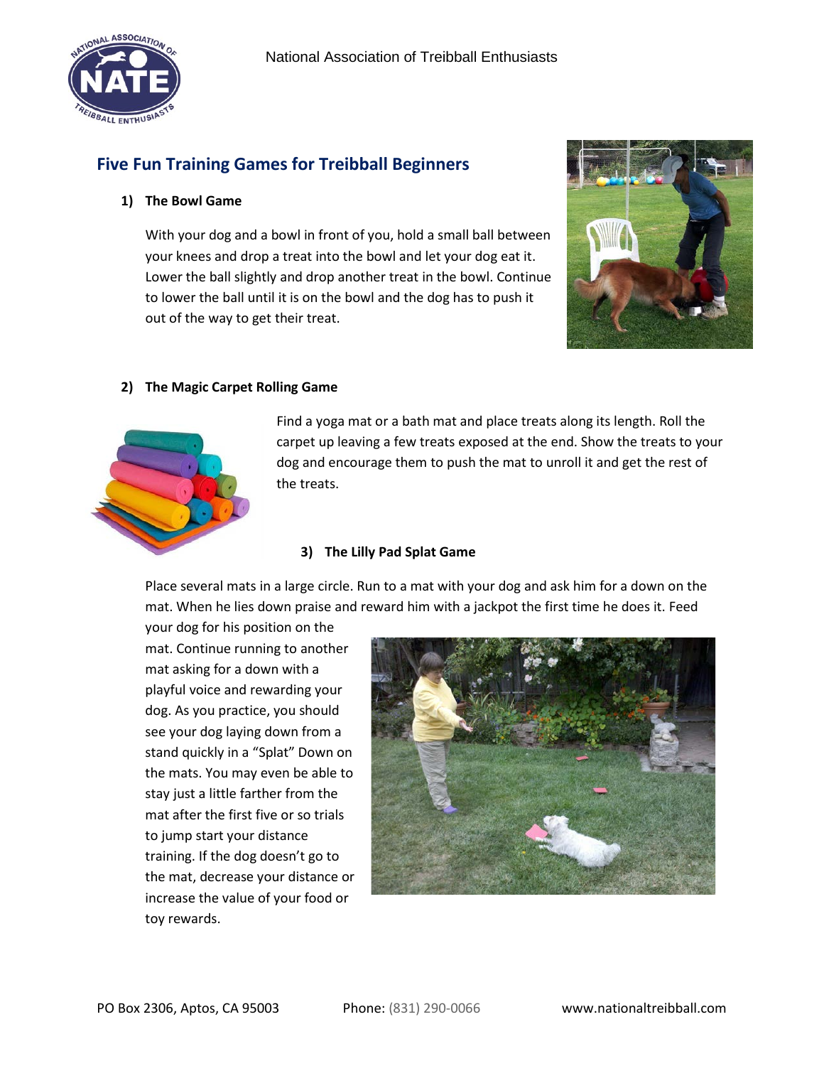National Association of Treibball Enthusiasts

## Five Fun Training Games for Treibball Beginners

### 1) The Bowl Game

With your dog and a bowl in front of you, hold a small ball between your knees and drop a treat into the bowl and let your dog eat it. Lower the ball slightly and drop another treat in the bowl. Continue to lower the ball until it is on the bowl and the dog has to push it out of the way to get their treat.

### 2) The Magic Carpet Rolling Game

Find a yoga mat or a bath mat and place treats along its length. Roll the carpet up leaving a few treats exposed at the end. Show the treats to your dog and encourage them to push the mat to unroll it and get the rest of the treats.

### 3) The Lilly Pad Splat Game

Place several mats in a large circle. Run to a mat with your dog and ask him for a down on the mat. When he lies down praise and reward him with a jackpot the first time he does it. Feed your dog for his position on the mat. Continue running to another mat asking for a down with a playful voice and rewarding your dog. As you practice, you should see your dog laying down from a stand quickly in a "Splat" Down on the mats. You may even be able to stay just a little farther from the mat after the first five or so trials to jump start your distance training. If the dog doesn't go to the mat, decrease your distance or increase the value of your food or toy rewards.

PO Box 2306, Aptos, CA 95003 Phone: (831) 290-0066 www.nationaltreibball.com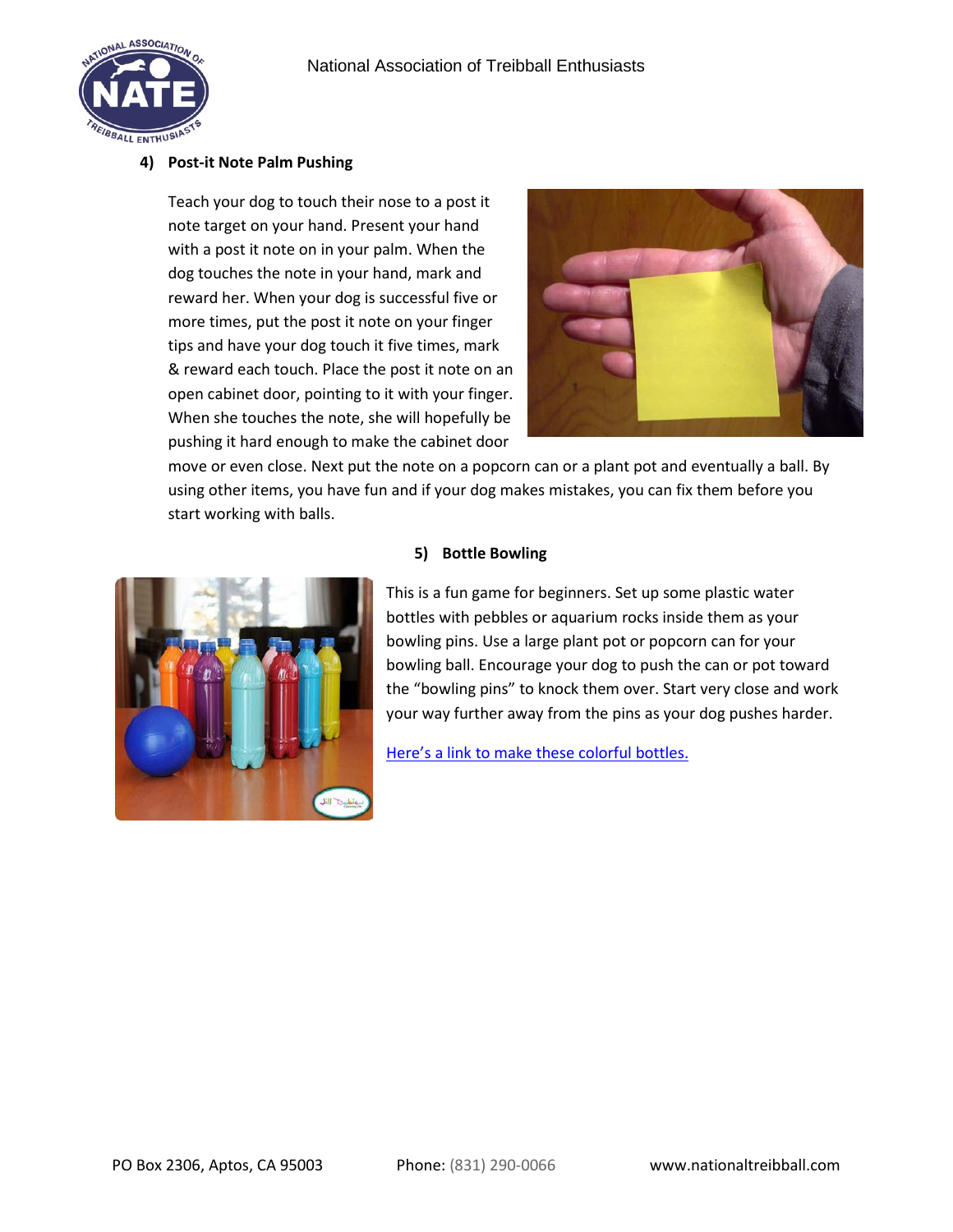### 4) Post-it Note Palm Pushing

Teach your dog to touch their nose to a post it note target on your hand. Present your hand with a post it note on in your palm. When the dog touches the note in your hand, mark and reward her. When your dog is successful five or more times, put the post it note on your finger tips and have your dog touch it five times, mark & reward each touch. Place the post it note on an open cabinet door, pointing to it with your finger. When she touches the note, she will hopefully be pushing it hard enough to make the cabinet door move or even close. Next put the note on a popcorn can or a plant pot and eventually a ball. By using other items, you have fun and if your dog makes mistakes, you can fix them before you start working with balls.

### 5) Bottle Bowling

This is a fun game for beginners. Set up some plastic water bottles with pebbles or aquarium rocks inside them as your bowling pins. Use a large plant pot or popcorn can for your bowling ball. Encourage your dog to push the can or pot toward the "bowling pins" to knock them over. Start very close and work your way further away from the pins as your dog pushes harder.

Here's a link to make these colorful bottles.